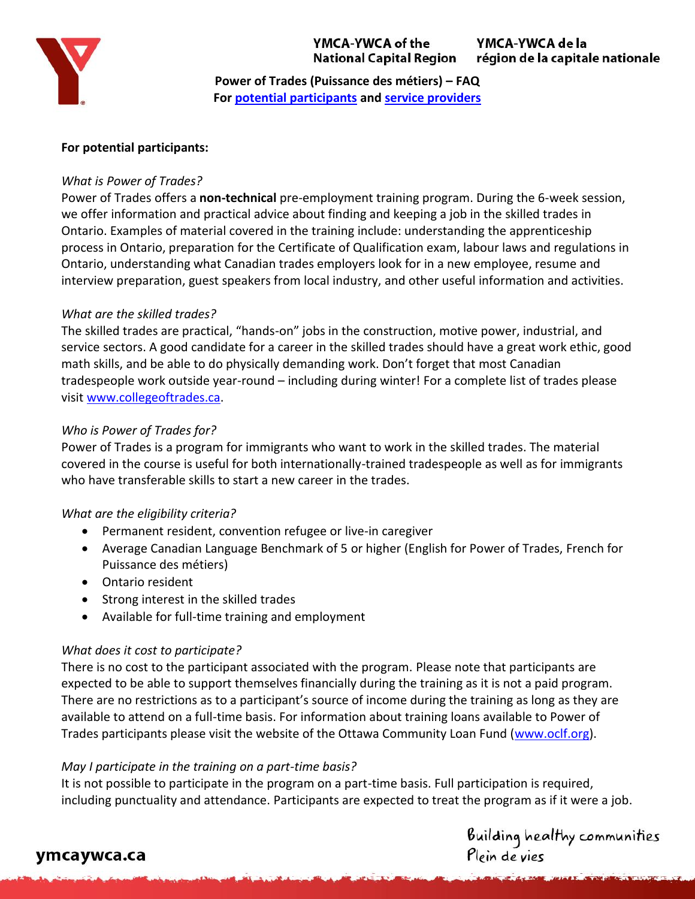**YMCA-YWCA of the National Capital Region** **YMCA-YWCA de la région de la capitale nationale**

# Power of Trades (Puissance des métiers) – FAQ

**For potential participants and service providers**

## For potential participants:

*What is Power of Trades?*

Power of Trades offers a **non-technical** pre-employment training program. During the 6-week session, we offer information and practical advice about finding and keeping a job in the skilled trades in Ontario. Examples of material covered in the training include: understanding the apprenticeship process in Ontario, preparation for the Certificate of Qualification exam, labour laws and regulations in Ontario, understanding what Canadian trades employers look for in a new employee, resume and interview preparation, guest speakers from local industry, and other useful information and activities.

*What are the skilled trades?*

The skilled trades are practical, "hands-on" jobs in the construction, motive power, industrial, and service sectors. A good candidate for a career in the skilled trades should have a great work ethic, good math skills, and be able to do physically demanding work. Don't forget that most Canadian tradespeople work outside year-round – including during winter! For a complete list of trades please visit www.collegeoftrades.ca.

*Who is Power of Trades for?*

Power of Trades is a program for immigrants who want to work in the skilled trades. The material covered in the course is useful for both internationally-trained tradespeople as well as for immigrants who have transferable skills to start a new career in the trades.

*What are the eligibility criteria?*

- Permanent resident, convention refugee or live-in caregiver
- Average Canadian Language Benchmark of 5 or higher (English for Power of Trades, French for Puissance des métiers)
- Ontario resident
- Strong interest in the skilled trades
- Available for full-time training and employment

*What does it cost to participate?*

There is no cost to the participant associated with the program. Please note that participants are expected to be able to support themselves financially during the training as it is not a paid program. There are no restrictions as to a participant's source of income during the training as long as they are available to attend on a full-time basis. For information about training loans available to Power of Trades participants please visit the website of the Ottawa Community Loan Fund (www.oclf.org).

*May I participate in the training on a part-time basis?*

It is not possible to participate in the program on a part-time basis. Full participation is required, including punctuality and attendance. Participants are expected to treat the program as if it were a job.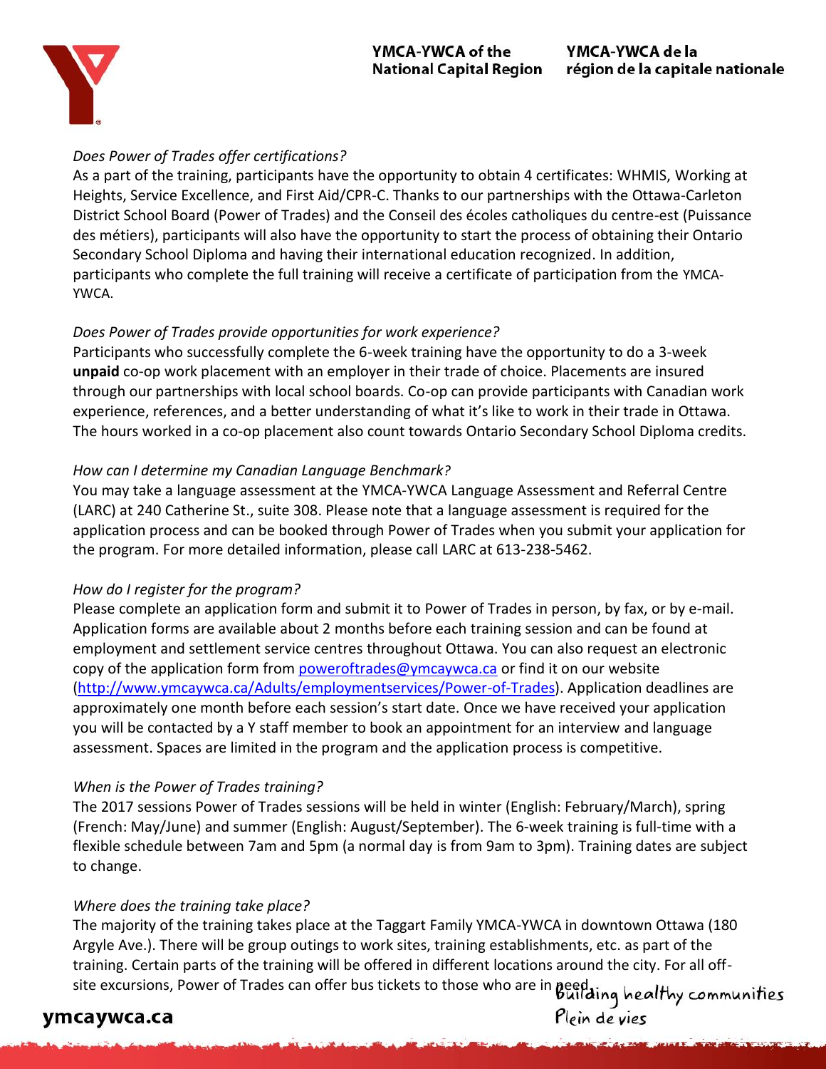*Does Power of Trades offer certifications?*

As a part of the training, participants have the opportunity to obtain 4 certificates: WHMIS, Working at Heights, Service Excellence, and First Aid/CPR-C. Thanks to our partnerships with the Ottawa-Carleton District School Board (Power of Trades) and the Conseil des écoles catholiques du centre-est (Puissance des métiers), participants will also have the opportunity to start the process of obtaining their Ontario Secondary School Diploma and having their international education recognized. In addition, participants who complete the full training will receive a certificate of participation from the YMCA-YWCA.

*Does Power of Trades provide opportunities for work experience?*

Participants who successfully complete the 6-week training have the opportunity to do a 3-week **unpaid** co-op work placement with an employer in their trade of choice. Placements are insured through our partnerships with local school boards. Co-op can provide participants with Canadian work experience, references, and a better understanding of what it's like to work in their trade in Ottawa. The hours worked in a co-op placement also count towards Ontario Secondary School Diploma credits.

*How can I determine my Canadian Language Benchmark?*

You may take a language assessment at the YMCA-YWCA Language Assessment and Referral Centre (LARC) at 240 Catherine St., suite 308. Please note that a language assessment is required for the application process and can be booked through Power of Trades when you submit your application for the program. For more detailed information, please call LARC at 613-238-5462.

*How do I register for the program?*

Please complete an application form and submit it to Power of Trades in person, by fax, or by e-mail. Application forms are available about 2 months before each training session and can be found at employment and settlement service centres throughout Ottawa. You can also request an electronic copy of the application form from poweroftrades@ymcaywca.ca or find it on our website (http://www.ymcaywca.ca/Adults/employmentservices/Power-of-Trades). Application deadlines are approximately one month before each session's start date. Once we have received your application you will be contacted by a Y staff member to book an appointment for an interview and language assessment. Spaces are limited in the program and the application process is competitive.

*When is the Power of Trades training?*

The 2017 sessions Power of Trades sessions will be held in winter (English: February/March), spring (French: May/June) and summer (English: August/September). The 6-week training is full-time with a flexible schedule between 7am and 5pm (a normal day is from 9am to 3pm). Training dates are subject to change.

*Where does the training take place?*

The majority of the training takes place at the Taggart Family YMCA-YWCA in downtown Ottawa (180 Argyle Ave.). There will be group outings to work sites, training establishments, etc. as part of the training. Certain parts of the training will be offered in different locations around the city. For all off-site excursions, Power of Trades can offer bus tickets to those who are in need.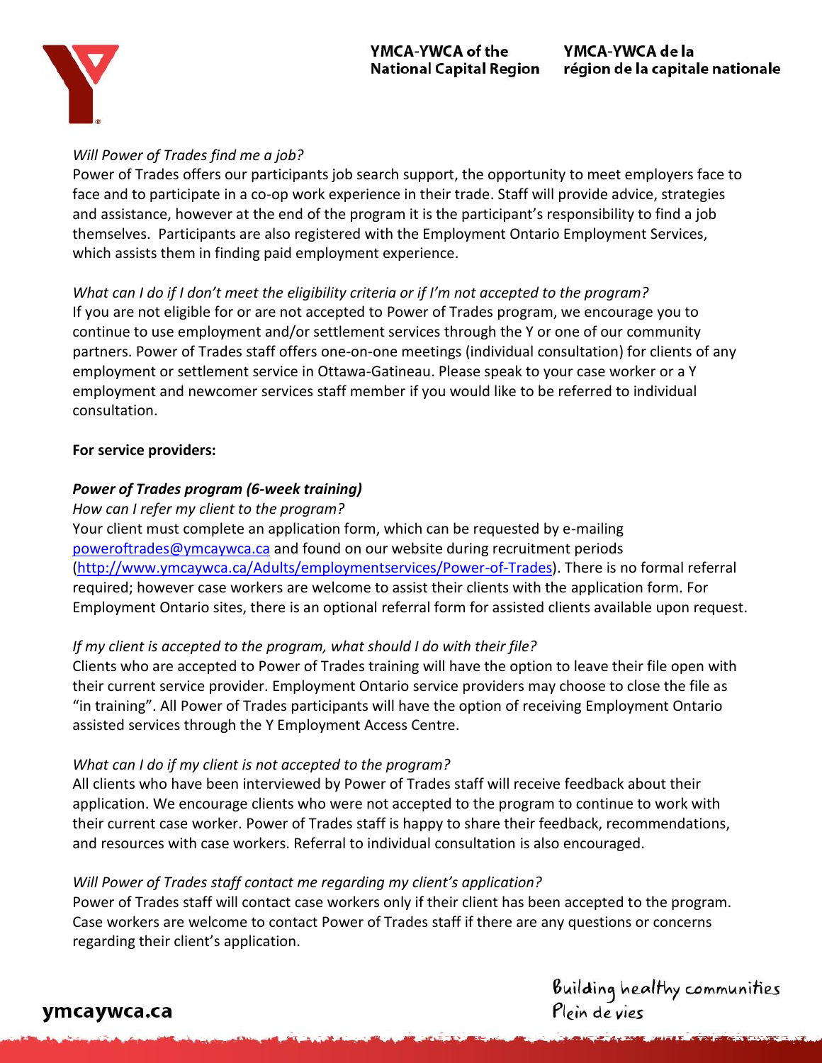*Will Power of Trades find me a job?*
Power of Trades offers our participants job search support, the opportunity to meet employers face to face and to participate in a co-op work experience in their trade. Staff will provide advice, strategies and assistance, however at the end of the program it is the participant's responsibility to find a job themselves. Participants are also registered with the Employment Ontario Employment Services, which assists them in finding paid employment experience.

*What can I do if I don't meet the eligibility criteria or if I'm not accepted to the program?*
If you are not eligible for or are not accepted to Power of Trades program, we encourage you to continue to use employment and/or settlement services through the Y or one of our community partners. Power of Trades staff offers one-on-one meetings (individual consultation) for clients of any employment or settlement service in Ottawa-Gatineau. Please speak to your case worker or a Y employment and newcomer services staff member if you would like to be referred to individual consultation.

**For service providers:**

***Power of Trades program (6-week training)***

*How can I refer my client to the program?*
Your client must complete an application form, which can be requested by e-mailing [poweroftrades@ymcaywca.ca](mailto:poweroftrades@ymcaywca.ca) and found on our website during recruitment periods ([http://www.ymcaywca.ca/Adults/employmentservices/Power-of-Trades](http://www.ymcaywca.ca/Adults/employmentservices/Power-of-Trades)). There is no formal referral required; however case workers are welcome to assist their clients with the application form. For Employment Ontario sites, there is an optional referral form for assisted clients available upon request.

*If my client is accepted to the program, what should I do with their file?*
Clients who are accepted to Power of Trades training will have the option to leave their file open with their current service provider. Employment Ontario service providers may choose to close the file as "in training". All Power of Trades participants will have the option of receiving Employment Ontario assisted services through the Y Employment Access Centre.

*What can I do if my client is not accepted to the program?*
All clients who have been interviewed by Power of Trades staff will receive feedback about their application. We encourage clients who were not accepted to the program to continue to work with their current case worker. Power of Trades staff is happy to share their feedback, recommendations, and resources with case workers. Referral to individual consultation is also encouraged.

*Will Power of Trades staff contact me regarding my client's application?*
Power of Trades staff will contact case workers only if their client has been accepted to the program. Case workers are welcome to contact Power of Trades staff if there are any questions or concerns regarding their client's application.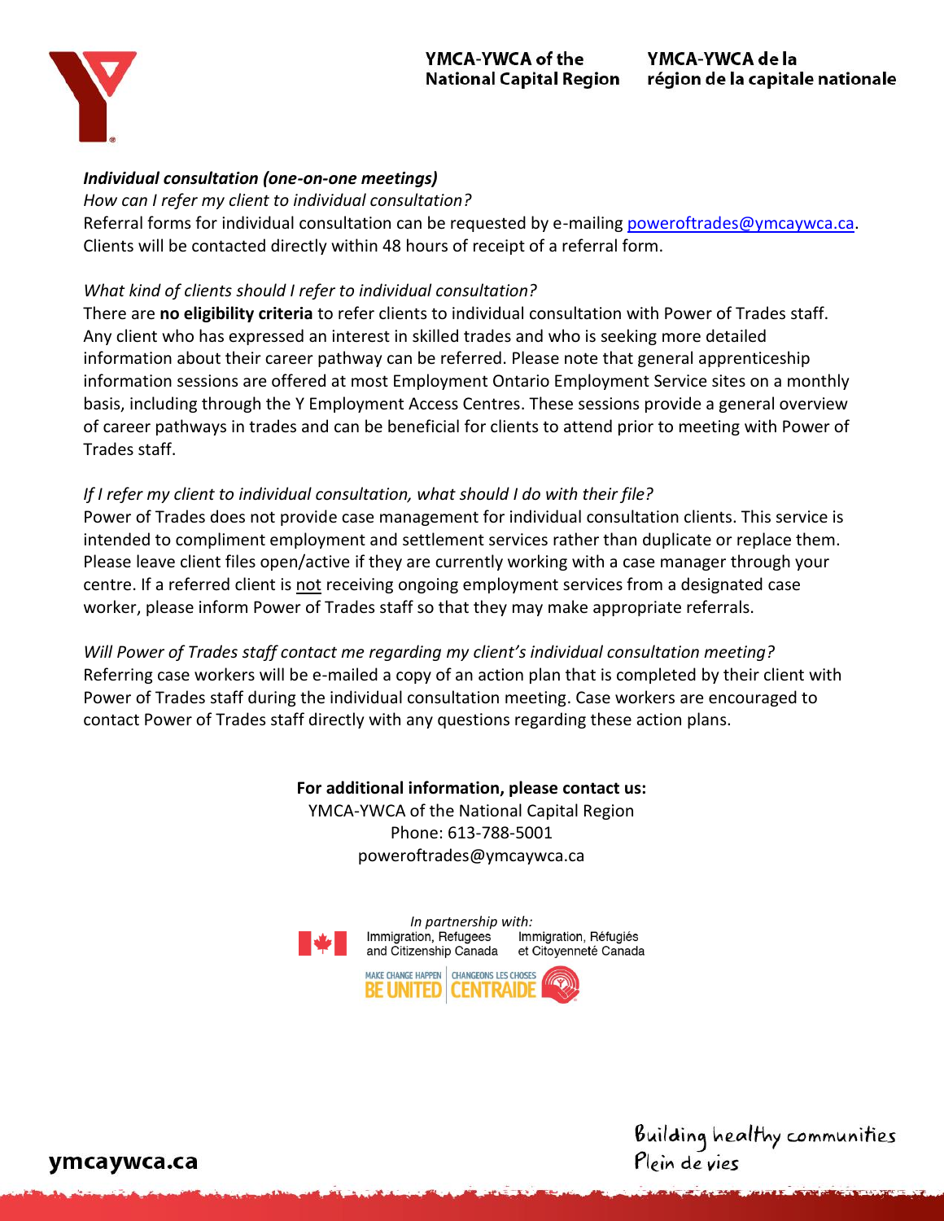### *Individual consultation (one-on-one meetings)*

*How can I refer my client to individual consultation?*

Referral forms for individual consultation can be requested by e-mailing poweroftrades@ymcaywca.ca. Clients will be contacted directly within 48 hours of receipt of a referral form.

*What kind of clients should I refer to individual consultation?*

There are **no eligibility criteria** to refer clients to individual consultation with Power of Trades staff. Any client who has expressed an interest in skilled trades and who is seeking more detailed information about their career pathway can be referred. Please note that general apprenticeship information sessions are offered at most Employment Ontario Employment Service sites on a monthly basis, including through the Y Employment Access Centres. These sessions provide a general overview of career pathways in trades and can be beneficial for clients to attend prior to meeting with Power of Trades staff.

*If I refer my client to individual consultation, what should I do with their file?*

Power of Trades does not provide case management for individual consultation clients. This service is intended to compliment employment and settlement services rather than duplicate or replace them. Please leave client files open/active if they are currently working with a case manager through your centre. If a referred client is not receiving ongoing employment services from a designated case worker, please inform Power of Trades staff so that they may make appropriate referrals.

*Will Power of Trades staff contact me regarding my client's individual consultation meeting?*

Referring case workers will be e-mailed a copy of an action plan that is completed by their client with Power of Trades staff during the individual consultation meeting. Case workers are encouraged to contact Power of Trades staff directly with any questions regarding these action plans.

**For additional information, please contact us:**
YMCA-YWCA of the National Capital Region
Phone: 613-788-5001
poweroftrades@ymcaywca.ca

*In partnership with:*
Immigration, Refugees and Citizenship Canada / Immigration, Réfugiés et Citoyenneté Canada
MAKE CHANGE HAPPEN BE UNITED | CHANGEONS LES CHOSES CENTRAIDE